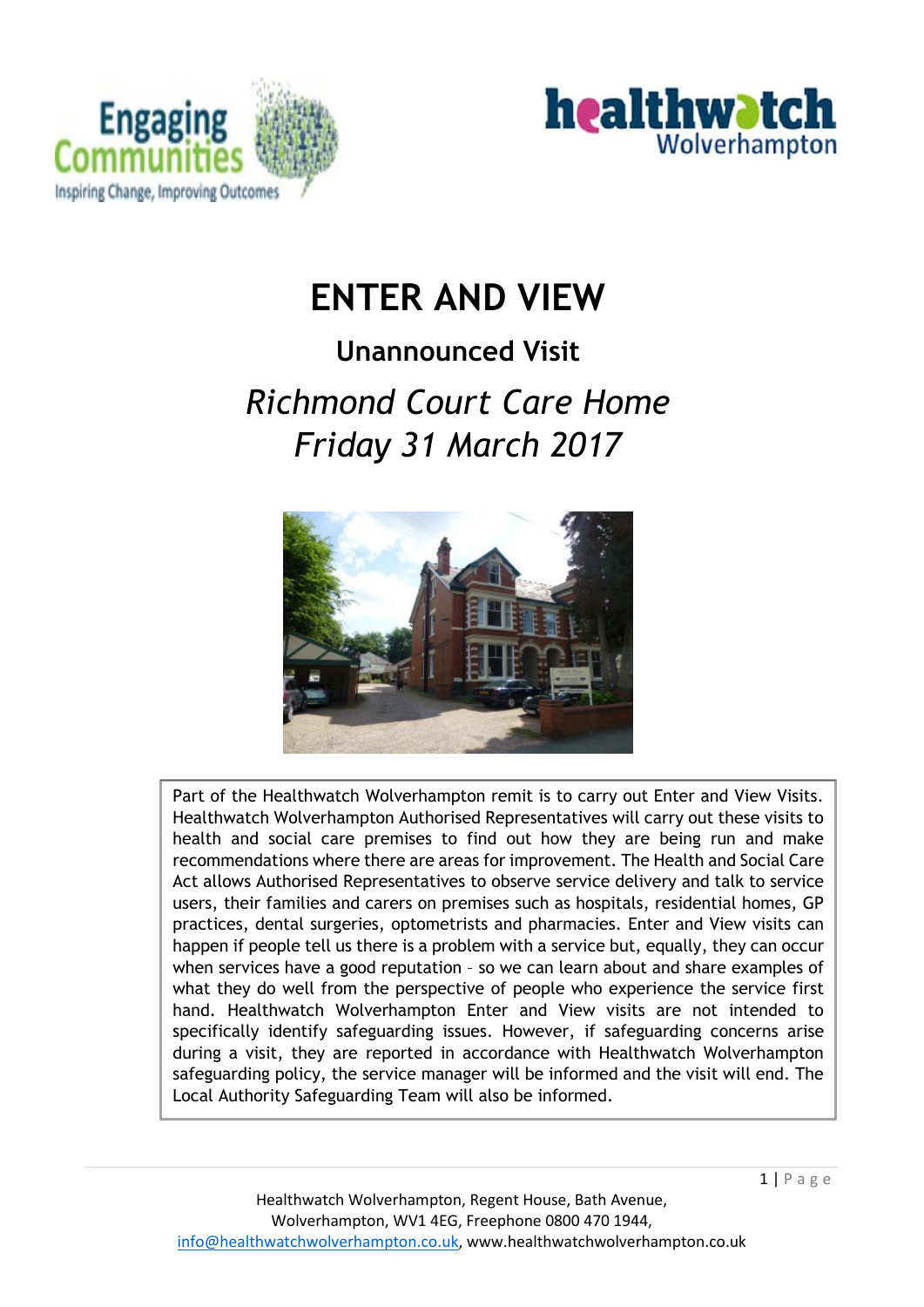# ENTER AND VIEW

## Unannounced Visit

*Richmond Court Care Home*
*Friday 31 March 2017*

Part of the Healthwatch Wolverhampton remit is to carry out Enter and View Visits. Healthwatch Wolverhampton Authorised Representatives will carry out these visits to health and social care premises to find out how they are being run and make recommendations where there are areas for improvement. The Health and Social Care Act allows Authorised Representatives to observe service delivery and talk to service users, their families and carers on premises such as hospitals, residential homes, GP practices, dental surgeries, optometrists and pharmacies. Enter and View visits can happen if people tell us there is a problem with a service but, equally, they can occur when services have a good reputation – so we can learn about and share examples of what they do well from the perspective of people who experience the service first hand. Healthwatch Wolverhampton Enter and View visits are not intended to specifically identify safeguarding issues. However, if safeguarding concerns arise during a visit, they are reported in accordance with Healthwatch Wolverhampton safeguarding policy, the service manager will be informed and the visit will end. The Local Authority Safeguarding Team will also be informed.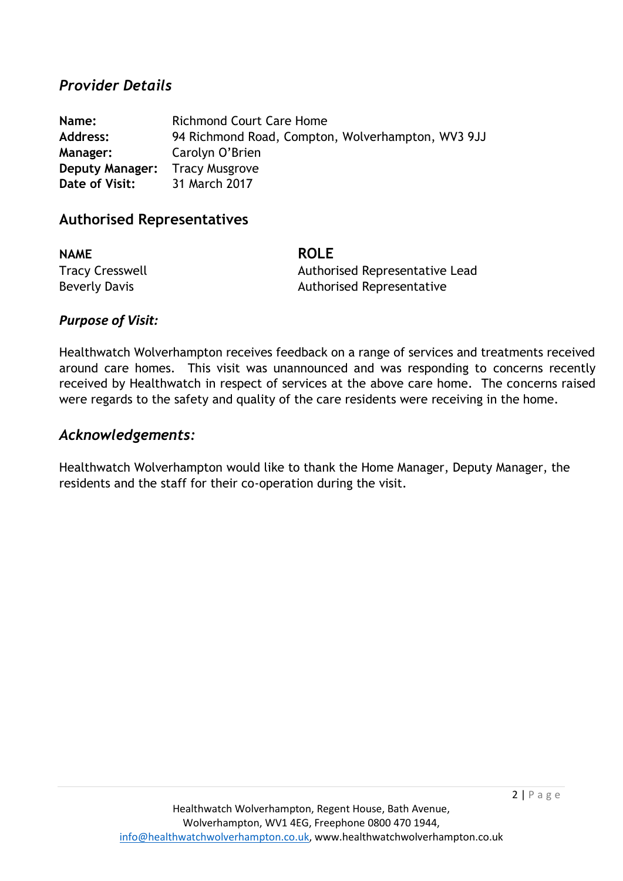## *Provider Details*

| | |
|---|---|
| **Name:** | Richmond Court Care Home |
| **Address:** | 94 Richmond Road, Compton, Wolverhampton, WV3 9JJ |
| **Manager:** | Carolyn O'Brien |
| **Deputy Manager:** | Tracy Musgrove |
| **Date of Visit:** | 31 March 2017 |

## Authorised Representatives

| **NAME** | **ROLE** |
|---|---|
| Tracy Cresswell | Authorised Representative Lead |
| Beverly Davis | Authorised Representative |

### *Purpose of Visit:*

Healthwatch Wolverhampton receives feedback on a range of services and treatments received around care homes. This visit was unannounced and was responding to concerns recently received by Healthwatch in respect of services at the above care home. The concerns raised were regards to the safety and quality of the care residents were receiving in the home.

## *Acknowledgements:*

Healthwatch Wolverhampton would like to thank the Home Manager, Deputy Manager, the residents and the staff for their co-operation during the visit.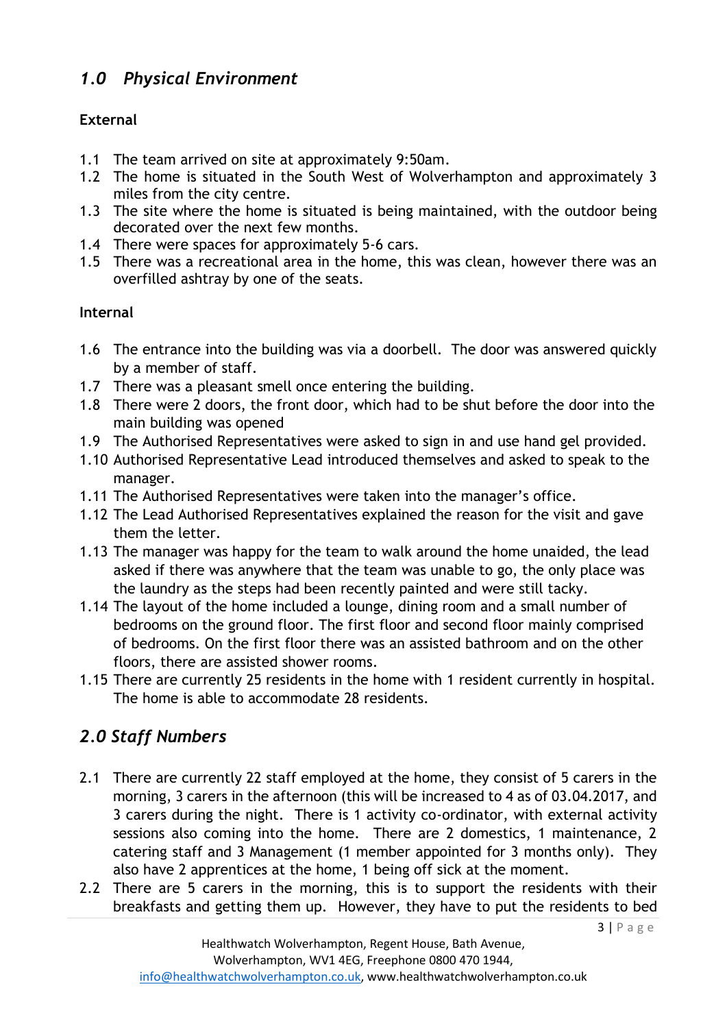## *1.0 Physical Environment*

### External

1.1 The team arrived on site at approximately 9:50am.
1.2 The home is situated in the South West of Wolverhampton and approximately 3 miles from the city centre.
1.3 The site where the home is situated is being maintained, with the outdoor being decorated over the next few months.
1.4 There were spaces for approximately 5-6 cars.
1.5 There was a recreational area in the home, this was clean, however there was an overfilled ashtray by one of the seats.

### Internal

1.6 The entrance into the building was via a doorbell. The door was answered quickly by a member of staff.
1.7 There was a pleasant smell once entering the building.
1.8 There were 2 doors, the front door, which had to be shut before the door into the main building was opened
1.9 The Authorised Representatives were asked to sign in and use hand gel provided.
1.10 Authorised Representative Lead introduced themselves and asked to speak to the manager.
1.11 The Authorised Representatives were taken into the manager's office.
1.12 The Lead Authorised Representatives explained the reason for the visit and gave them the letter.
1.13 The manager was happy for the team to walk around the home unaided, the lead asked if there was anywhere that the team was unable to go, the only place was the laundry as the steps had been recently painted and were still tacky.
1.14 The layout of the home included a lounge, dining room and a small number of bedrooms on the ground floor. The first floor and second floor mainly comprised of bedrooms. On the first floor there was an assisted bathroom and on the other floors, there are assisted shower rooms.
1.15 There are currently 25 residents in the home with 1 resident currently in hospital. The home is able to accommodate 28 residents.

## *2.0 Staff Numbers*

2.1 There are currently 22 staff employed at the home, they consist of 5 carers in the morning, 3 carers in the afternoon (this will be increased to 4 as of 03.04.2017, and 3 carers during the night. There is 1 activity co-ordinator, with external activity sessions also coming into the home. There are 2 domestics, 1 maintenance, 2 catering staff and 3 Management (1 member appointed for 3 months only). They also have 2 apprentices at the home, 1 being off sick at the moment.
2.2 There are 5 carers in the morning, this is to support the residents with their breakfasts and getting them up. However, they have to put the residents to bed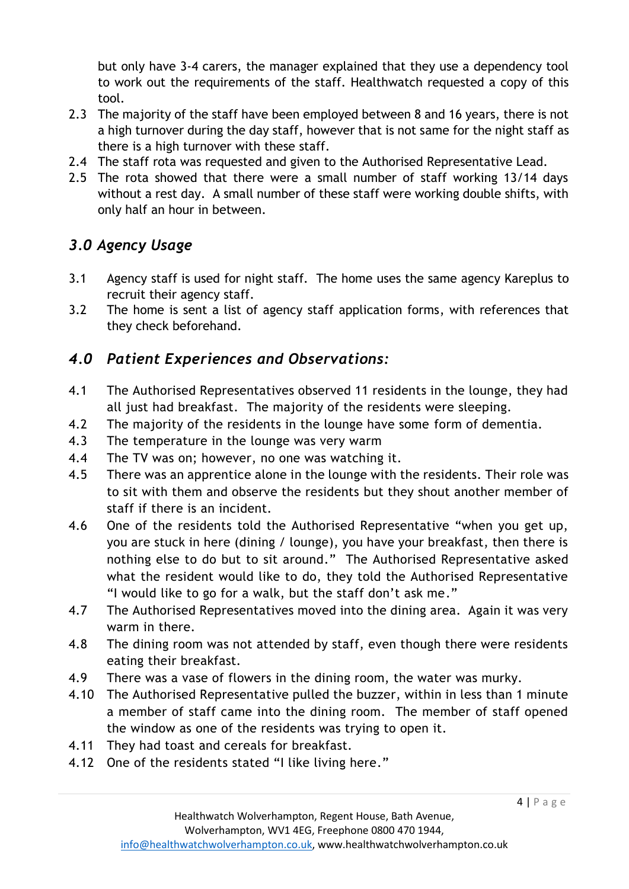but only have 3-4 carers, the manager explained that they use a dependency tool to work out the requirements of the staff. Healthwatch requested a copy of this tool.

2.3 The majority of the staff have been employed between 8 and 16 years, there is not a high turnover during the day staff, however that is not same for the night staff as there is a high turnover with these staff.

2.4 The staff rota was requested and given to the Authorised Representative Lead.

2.5 The rota showed that there were a small number of staff working 13/14 days without a rest day. A small number of these staff were working double shifts, with only half an hour in between.

## *3.0 Agency Usage*

3.1 Agency staff is used for night staff. The home uses the same agency Kareplus to recruit their agency staff.

3.2 The home is sent a list of agency staff application forms, with references that they check beforehand.

## *4.0 Patient Experiences and Observations:*

4.1 The Authorised Representatives observed 11 residents in the lounge, they had all just had breakfast. The majority of the residents were sleeping.

4.2 The majority of the residents in the lounge have some form of dementia.

4.3 The temperature in the lounge was very warm

4.4 The TV was on; however, no one was watching it.

4.5 There was an apprentice alone in the lounge with the residents. Their role was to sit with them and observe the residents but they shout another member of staff if there is an incident.

4.6 One of the residents told the Authorised Representative "when you get up, you are stuck in here (dining / lounge), you have your breakfast, then there is nothing else to do but to sit around." The Authorised Representative asked what the resident would like to do, they told the Authorised Representative "I would like to go for a walk, but the staff don't ask me."

4.7 The Authorised Representatives moved into the dining area. Again it was very warm in there.

4.8 The dining room was not attended by staff, even though there were residents eating their breakfast.

4.9 There was a vase of flowers in the dining room, the water was murky.

4.10 The Authorised Representative pulled the buzzer, within in less than 1 minute a member of staff came into the dining room. The member of staff opened the window as one of the residents was trying to open it.

4.11 They had toast and cereals for breakfast.

4.12 One of the residents stated "I like living here."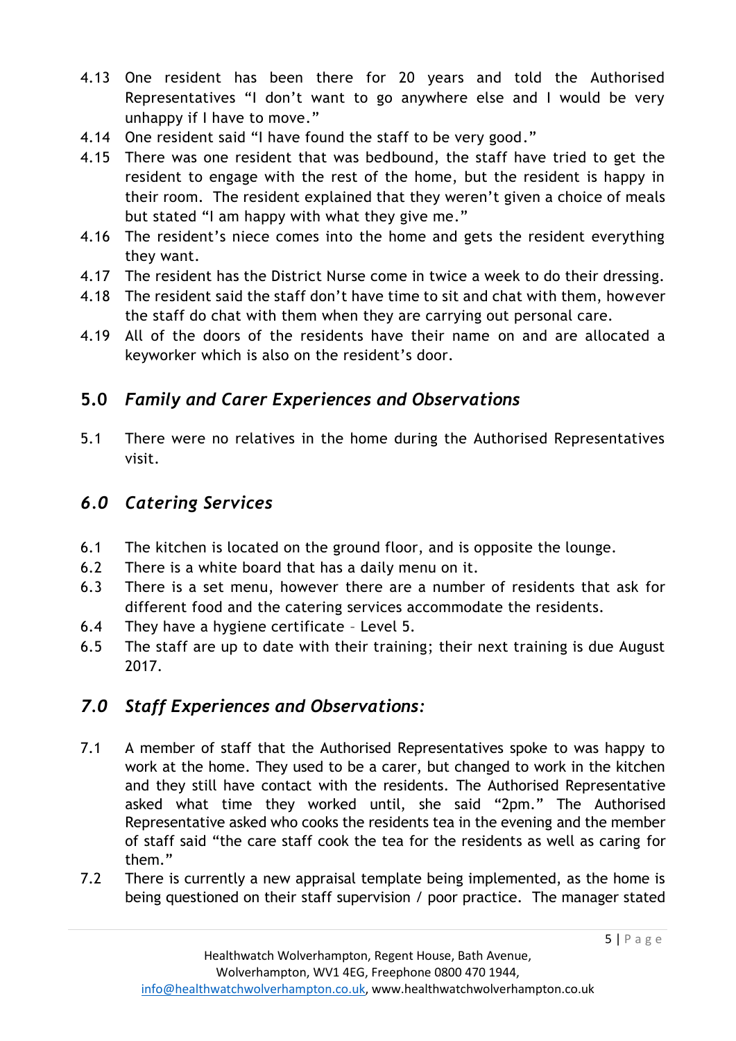4.13 One resident has been there for 20 years and told the Authorised Representatives "I don't want to go anywhere else and I would be very unhappy if I have to move."

4.14 One resident said "I have found the staff to be very good."

4.15 There was one resident that was bedbound, the staff have tried to get the resident to engage with the rest of the home, but the resident is happy in their room. The resident explained that they weren't given a choice of meals but stated "I am happy with what they give me."

4.16 The resident's niece comes into the home and gets the resident everything they want.

4.17 The resident has the District Nurse come in twice a week to do their dressing.

4.18 The resident said the staff don't have time to sit and chat with them, however the staff do chat with them when they are carrying out personal care.

4.19 All of the doors of the residents have their name on and are allocated a keyworker which is also on the resident's door.

## 5.0 *Family and Carer Experiences and Observations*

5.1 There were no relatives in the home during the Authorised Representatives visit.

## *6.0 Catering Services*

6.1 The kitchen is located on the ground floor, and is opposite the lounge.

6.2 There is a white board that has a daily menu on it.

6.3 There is a set menu, however there are a number of residents that ask for different food and the catering services accommodate the residents.

6.4 They have a hygiene certificate – Level 5.

6.5 The staff are up to date with their training; their next training is due August 2017.

## *7.0 Staff Experiences and Observations:*

7.1 A member of staff that the Authorised Representatives spoke to was happy to work at the home. They used to be a carer, but changed to work in the kitchen and they still have contact with the residents. The Authorised Representative asked what time they worked until, she said "2pm." The Authorised Representative asked who cooks the residents tea in the evening and the member of staff said "the care staff cook the tea for the residents as well as caring for them."

7.2 There is currently a new appraisal template being implemented, as the home is being questioned on their staff supervision / poor practice. The manager stated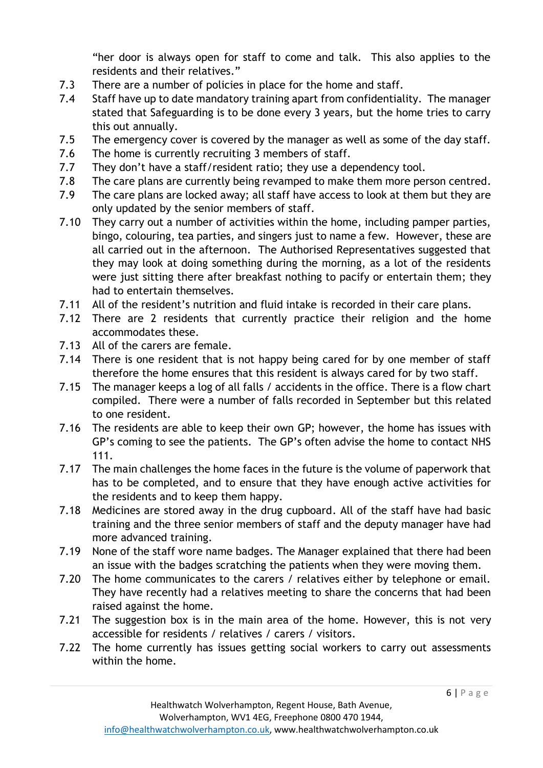"her door is always open for staff to come and talk. This also applies to the residents and their relatives."

7.3 There are a number of policies in place for the home and staff.

7.4 Staff have up to date mandatory training apart from confidentiality. The manager stated that Safeguarding is to be done every 3 years, but the home tries to carry this out annually.

7.5 The emergency cover is covered by the manager as well as some of the day staff.

7.6 The home is currently recruiting 3 members of staff.

7.7 They don't have a staff/resident ratio; they use a dependency tool.

7.8 The care plans are currently being revamped to make them more person centred.

7.9 The care plans are locked away; all staff have access to look at them but they are only updated by the senior members of staff.

7.10 They carry out a number of activities within the home, including pamper parties, bingo, colouring, tea parties, and singers just to name a few. However, these are all carried out in the afternoon. The Authorised Representatives suggested that they may look at doing something during the morning, as a lot of the residents were just sitting there after breakfast nothing to pacify or entertain them; they had to entertain themselves.

7.11 All of the resident's nutrition and fluid intake is recorded in their care plans.

7.12 There are 2 residents that currently practice their religion and the home accommodates these.

7.13 All of the carers are female.

7.14 There is one resident that is not happy being cared for by one member of staff therefore the home ensures that this resident is always cared for by two staff.

7.15 The manager keeps a log of all falls / accidents in the office. There is a flow chart compiled. There were a number of falls recorded in September but this related to one resident.

7.16 The residents are able to keep their own GP; however, the home has issues with GP's coming to see the patients. The GP's often advise the home to contact NHS 111.

7.17 The main challenges the home faces in the future is the volume of paperwork that has to be completed, and to ensure that they have enough active activities for the residents and to keep them happy.

7.18 Medicines are stored away in the drug cupboard. All of the staff have had basic training and the three senior members of staff and the deputy manager have had more advanced training.

7.19 None of the staff wore name badges. The Manager explained that there had been an issue with the badges scratching the patients when they were moving them.

7.20 The home communicates to the carers / relatives either by telephone or email. They have recently had a relatives meeting to share the concerns that had been raised against the home.

7.21 The suggestion box is in the main area of the home. However, this is not very accessible for residents / relatives / carers / visitors.

7.22 The home currently has issues getting social workers to carry out assessments within the home.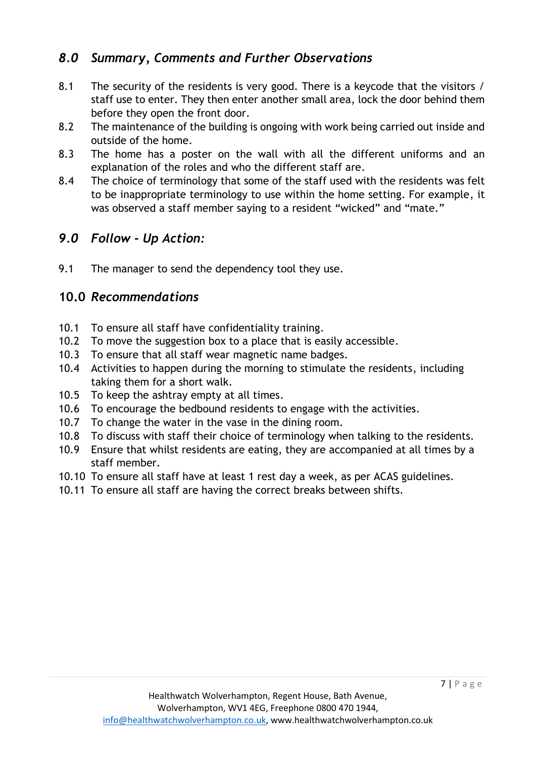## *8.0 Summary, Comments and Further Observations*

8.1 The security of the residents is very good. There is a keycode that the visitors / staff use to enter. They then enter another small area, lock the door behind them before they open the front door.

8.2 The maintenance of the building is ongoing with work being carried out inside and outside of the home.

8.3 The home has a poster on the wall with all the different uniforms and an explanation of the roles and who the different staff are.

8.4 The choice of terminology that some of the staff used with the residents was felt to be inappropriate terminology to use within the home setting. For example, it was observed a staff member saying to a resident "wicked" and "mate."

## *9.0 Follow - Up Action:*

9.1 The manager to send the dependency tool they use.

## 10.0 *Recommendations*

10.1 To ensure all staff have confidentiality training.

10.2 To move the suggestion box to a place that is easily accessible.

10.3 To ensure that all staff wear magnetic name badges.

10.4 Activities to happen during the morning to stimulate the residents, including taking them for a short walk.

10.5 To keep the ashtray empty at all times.

10.6 To encourage the bedbound residents to engage with the activities.

10.7 To change the water in the vase in the dining room.

10.8 To discuss with staff their choice of terminology when talking to the residents.

10.9 Ensure that whilst residents are eating, they are accompanied at all times by a staff member.

10.10 To ensure all staff have at least 1 rest day a week, as per ACAS guidelines.

10.11 To ensure all staff are having the correct breaks between shifts.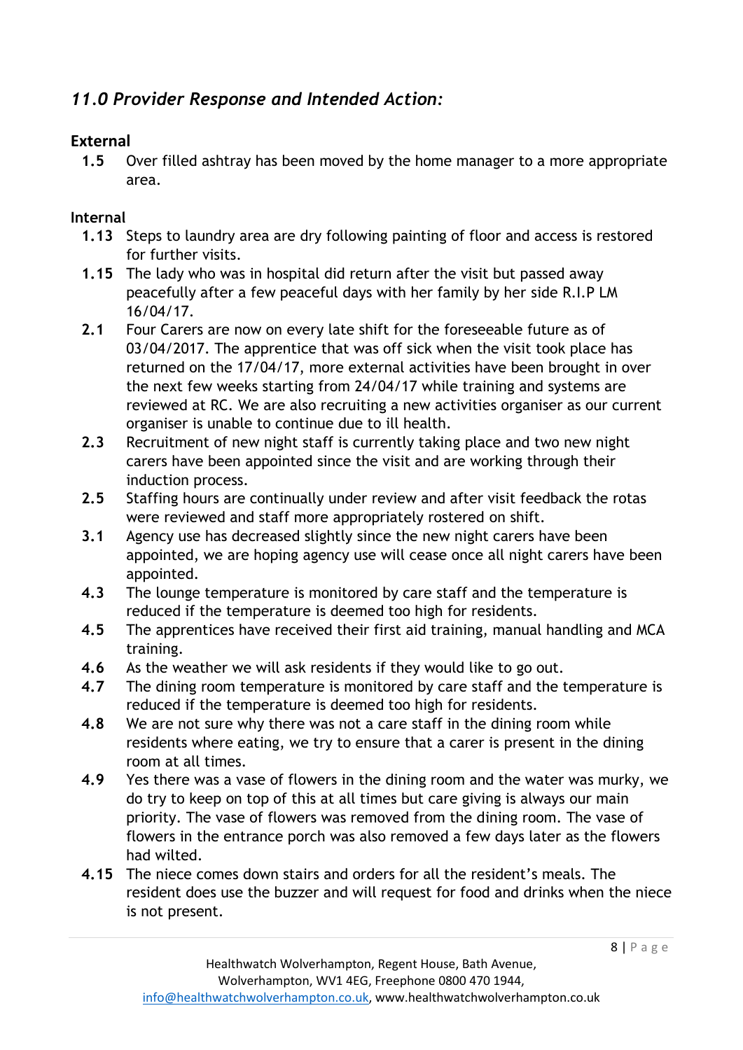## *11.0 Provider Response and Intended Action:*

**External**

- **1.5** Over filled ashtray has been moved by the home manager to a more appropriate area.

**Internal**

- **1.13** Steps to laundry area are dry following painting of floor and access is restored for further visits.
- **1.15** The lady who was in hospital did return after the visit but passed away peacefully after a few peaceful days with her family by her side R.I.P LM 16/04/17.
- **2.1** Four Carers are now on every late shift for the foreseeable future as of 03/04/2017. The apprentice that was off sick when the visit took place has returned on the 17/04/17, more external activities have been brought in over the next few weeks starting from 24/04/17 while training and systems are reviewed at RC. We are also recruiting a new activities organiser as our current organiser is unable to continue due to ill health.
- **2.3** Recruitment of new night staff is currently taking place and two new night carers have been appointed since the visit and are working through their induction process.
- **2.5** Staffing hours are continually under review and after visit feedback the rotas were reviewed and staff more appropriately rostered on shift.
- **3.1** Agency use has decreased slightly since the new night carers have been appointed, we are hoping agency use will cease once all night carers have been appointed.
- **4.3** The lounge temperature is monitored by care staff and the temperature is reduced if the temperature is deemed too high for residents.
- **4.5** The apprentices have received their first aid training, manual handling and MCA training.
- **4.6** As the weather we will ask residents if they would like to go out.
- **4.7** The dining room temperature is monitored by care staff and the temperature is reduced if the temperature is deemed too high for residents.
- **4.8** We are not sure why there was not a care staff in the dining room while residents where eating, we try to ensure that a carer is present in the dining room at all times.
- **4.9** Yes there was a vase of flowers in the dining room and the water was murky, we do try to keep on top of this at all times but care giving is always our main priority. The vase of flowers was removed from the dining room. The vase of flowers in the entrance porch was also removed a few days later as the flowers had wilted.
- **4.15** The niece comes down stairs and orders for all the resident's meals. The resident does use the buzzer and will request for food and drinks when the niece is not present.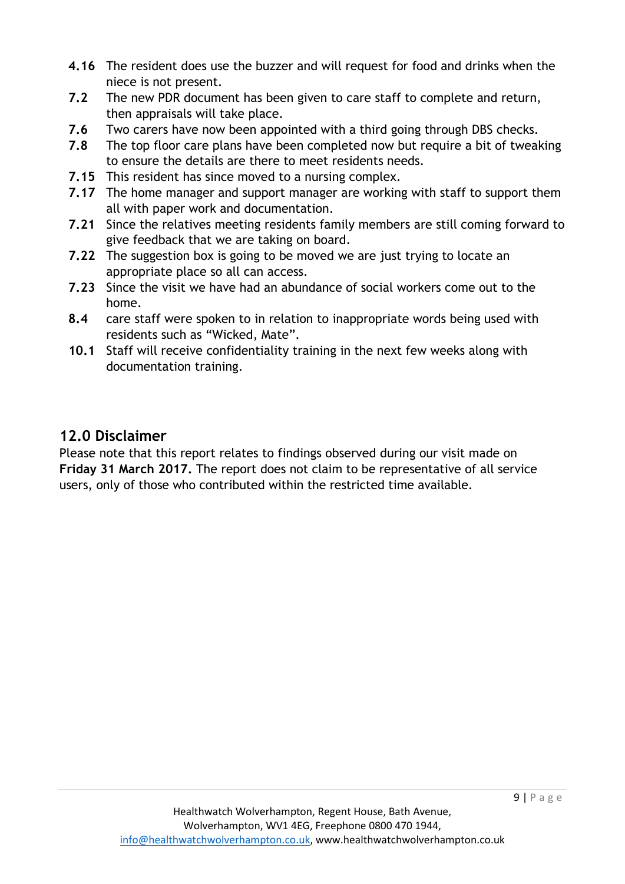**4.16** The resident does use the buzzer and will request for food and drinks when the niece is not present.

**7.2** The new PDR document has been given to care staff to complete and return, then appraisals will take place.

**7.6** Two carers have now been appointed with a third going through DBS checks.

**7.8** The top floor care plans have been completed now but require a bit of tweaking to ensure the details are there to meet residents needs.

**7.15** This resident has since moved to a nursing complex.

**7.17** The home manager and support manager are working with staff to support them all with paper work and documentation.

**7.21** Since the relatives meeting residents family members are still coming forward to give feedback that we are taking on board.

**7.22** The suggestion box is going to be moved we are just trying to locate an appropriate place so all can access.

**7.23** Since the visit we have had an abundance of social workers come out to the home.

**8.4** care staff were spoken to in relation to inappropriate words being used with residents such as “Wicked, Mate”.

**10.1** Staff will receive confidentiality training in the next few weeks along with documentation training.

## 12.0 Disclaimer

Please note that this report relates to findings observed during our visit made on **Friday 31 March 2017.** The report does not claim to be representative of all service users, only of those who contributed within the restricted time available.